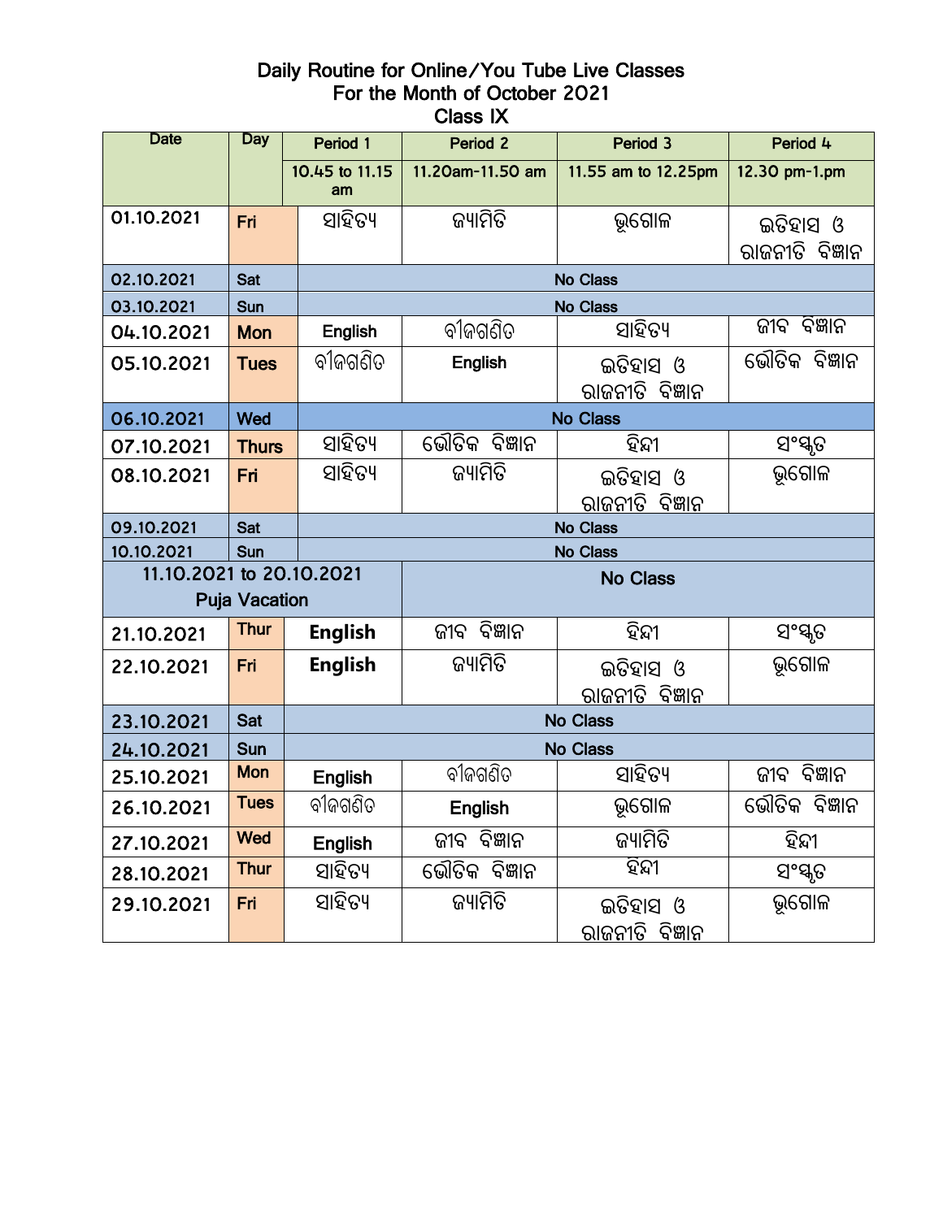# Daily Routine for Online/You Tube Live Classes
## For the Month of October 2021
## Class IX

| Date | Day | Period 1 | Period 2 | Period 3 | Period 4 |
|---|---|---|---|---|---|
| | | 10.45 to 11.15 am | 11.20am-11.50 am | 11.55 am to 12.25pm | 12.30 pm-1.pm |
| 01.10.2021 | Fri | ସାହିତ୍ୟ | ଜ୍ୟାମିତି | ଭୂଗୋଳ | ଇତିହାସ ଓ ରାଜନୀତି ବିଜ୍ଞାନ |
| 02.10.2021 | Sat | No Class | | | |
| 03.10.2021 | Sun | No Class | | | |
| 04.10.2021 | Mon | English | ବୀଜଗଣିତ | ସାହିତ୍ୟ | ଜୀବ ବିଜ୍ଞାନ |
| 05.10.2021 | Tues | ବୀଜଗଣିତ | English | ଇତିହାସ ଓ ରାଜନୀତି ବିଜ୍ଞାନ | ଭୌତିକ ବିଜ୍ଞାନ |
| 06.10.2021 | Wed | No Class | | | |
| 07.10.2021 | Thurs | ସାହିତ୍ୟ | ଭୌତିକ ବିଜ୍ଞାନ | ହିନ୍ଦୀ | ସଂସ୍କୃତ |
| 08.10.2021 | Fri | ସାହିତ୍ୟ | ଜ୍ୟାମିତି | ଇତିହାସ ଓ ରାଜନୀତି ବିଜ୍ଞାନ | ଭୂଗୋଳ |
| 09.10.2021 | Sat | No Class | | | |
| 10.10.2021 | Sun | No Class | | | |
| 11.10.2021 to 20.10.2021 Puja Vacation | | | No Class | | |
| 21.10.2021 | Thur | English | ଜୀବ ବିଜ୍ଞାନ | ହିନ୍ଦୀ | ସଂସ୍କୃତ |
| 22.10.2021 | Fri | English | ଜ୍ୟାମିତି | ଇତିହାସ ଓ ରାଜନୀତି ବିଜ୍ଞାନ | ଭୂଗୋଳ |
| 23.10.2021 | Sat | No Class | | | |
| 24.10.2021 | Sun | No Class | | | |
| 25.10.2021 | Mon | English | ବୀଜଗଣିତ | ସାହିତ୍ୟ | ଜୀବ ବିଜ୍ଞାନ |
| 26.10.2021 | Tues | ବୀଜଗଣିତ | English | ଭୂଗୋଳ | ଭୌତିକ ବିଜ୍ଞାନ |
| 27.10.2021 | Wed | English | ଜୀବ ବିଜ୍ଞାନ | ଜ୍ୟାମିତି | ହିନ୍ଦୀ |
| 28.10.2021 | Thur | ସାହିତ୍ୟ | ଭୌତିକ ବିଜ୍ଞାନ | ହିନ୍ଦୀ | ସଂସ୍କୃତ |
| 29.10.2021 | Fri | ସାହିତ୍ୟ | ଜ୍ୟାମିତି | ଇତିହାସ ଓ ରାଜନୀତି ବିଜ୍ଞାନ | ଭୂଗୋଳ |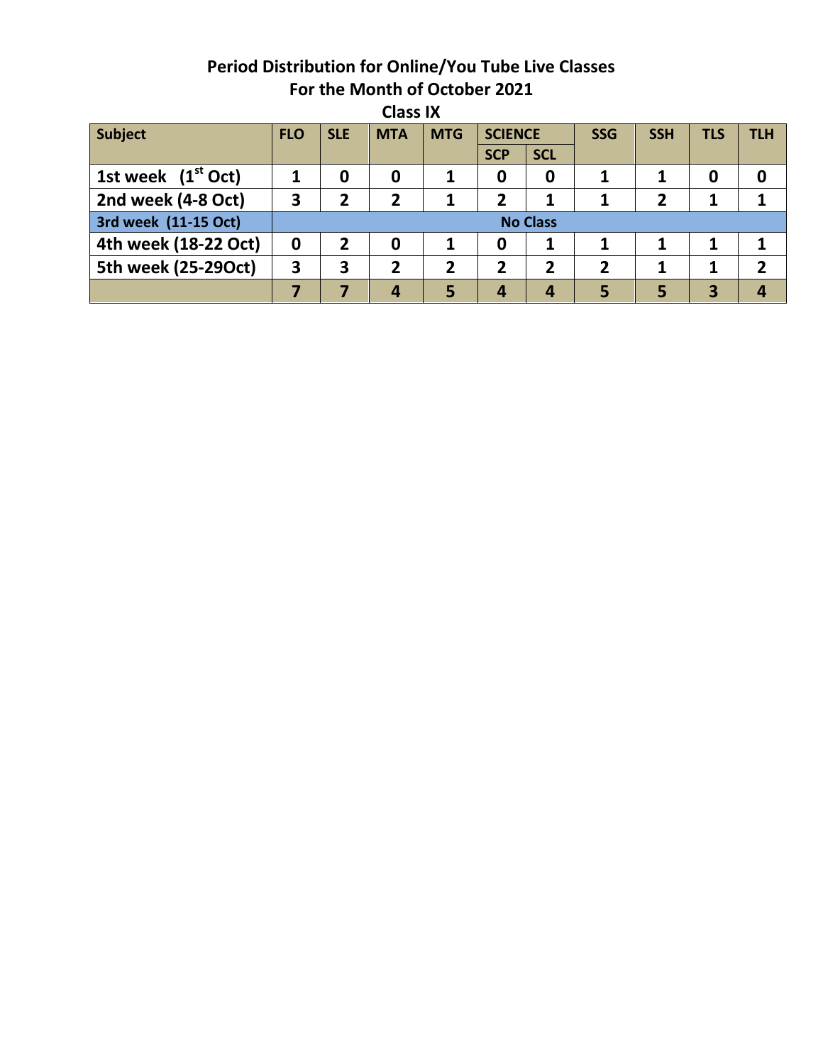**Period Distribution for Online/You Tube Live Classes**
**For the Month of October 2021**
**Class IX**

| Subject | FLO | SLE | MTA | MTG | SCIENCE | | SSG | SSH | TLS | TLH |
|---|---|---|---|---|---|---|---|---|---|---|
| | | | | | SCP | SCL | | | | |
| 1st week (1st Oct) | 1 | 0 | 0 | 1 | 0 | 0 | 1 | 1 | 0 | 0 |
| 2nd week (4-8 Oct) | 3 | 2 | 2 | 1 | 2 | 1 | 1 | 2 | 1 | 1 |
| 3rd week (11-15 Oct) | No Class | | | | | | | | | |
| 4th week (18-22 Oct) | 0 | 2 | 0 | 1 | 0 | 1 | 1 | 1 | 1 | 1 |
| 5th week (25-29Oct) | 3 | 3 | 2 | 2 | 2 | 2 | 2 | 1 | 1 | 2 |
| | 7 | 7 | 4 | 5 | 4 | 4 | 5 | 5 | 3 | 4 |